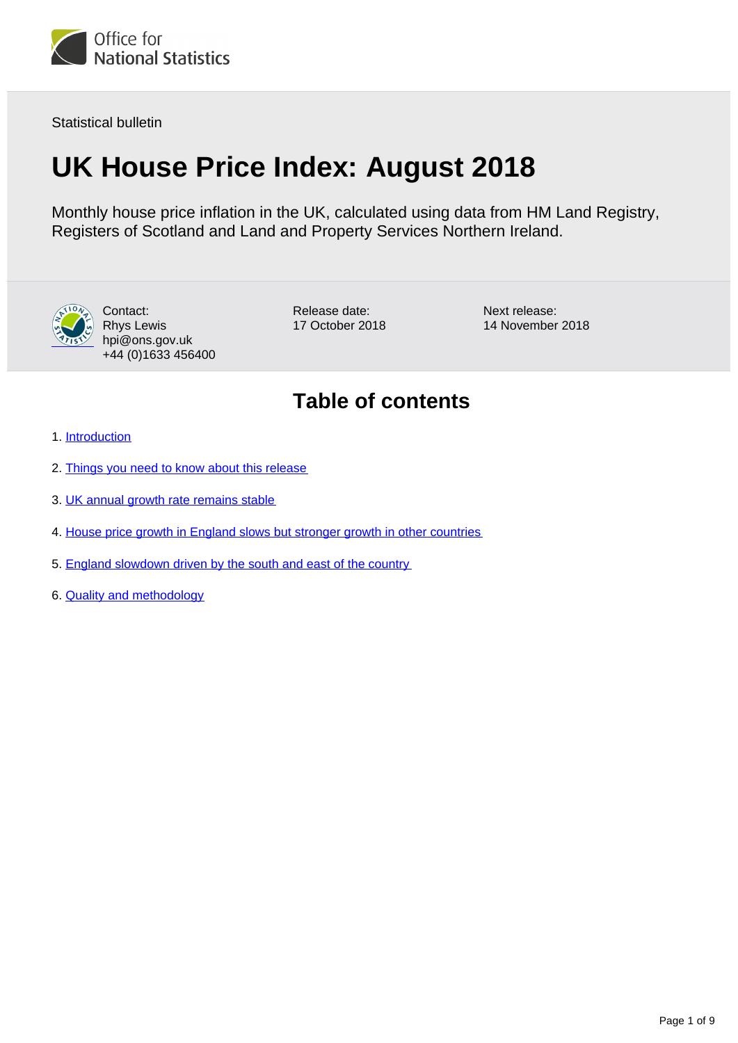Office for National Statistics

Statistical bulletin

# UK House Price Index: August 2018

Monthly house price inflation in the UK, calculated using data from HM Land Registry, Registers of Scotland and Land and Property Services Northern Ireland.

Contact:
Rhys Lewis
hpi@ons.gov.uk
+44 (0)1633 456400

Release date:
17 October 2018

Next release:
14 November 2018

## Table of contents

1. Introduction
2. Things you need to know about this release
3. UK annual growth rate remains stable
4. House price growth in England slows but stronger growth in other countries
5. England slowdown driven by the south and east of the country
6. Quality and methodology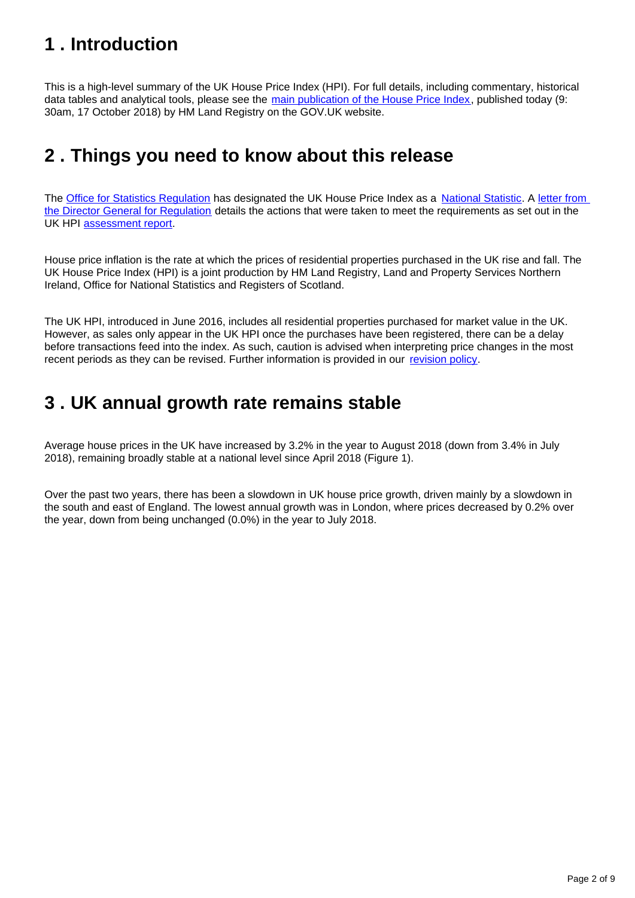## 1 . Introduction

This is a high-level summary of the UK House Price Index (HPI). For full details, including commentary, historical data tables and analytical tools, please see the [main publication of the House Price Index](), published today (9:30am, 17 October 2018) by HM Land Registry on the GOV.UK website.

## 2 . Things you need to know about this release

The [Office for Statistics Regulation]() has designated the UK House Price Index as a [National Statistic](). A [letter from the Director General for Regulation]() details the actions that were taken to meet the requirements as set out in the UK HPI [assessment report]().

House price inflation is the rate at which the prices of residential properties purchased in the UK rise and fall. The UK House Price Index (HPI) is a joint production by HM Land Registry, Land and Property Services Northern Ireland, Office for National Statistics and Registers of Scotland.

The UK HPI, introduced in June 2016, includes all residential properties purchased for market value in the UK. However, as sales only appear in the UK HPI once the purchases have been registered, there can be a delay before transactions feed into the index. As such, caution is advised when interpreting price changes in the most recent periods as they can be revised. Further information is provided in our [revision policy]().

## 3 . UK annual growth rate remains stable

Average house prices in the UK have increased by 3.2% in the year to August 2018 (down from 3.4% in July 2018), remaining broadly stable at a national level since April 2018 (Figure 1).

Over the past two years, there has been a slowdown in UK house price growth, driven mainly by a slowdown in the south and east of England. The lowest annual growth was in London, where prices decreased by 0.2% over the year, down from being unchanged (0.0%) in the year to July 2018.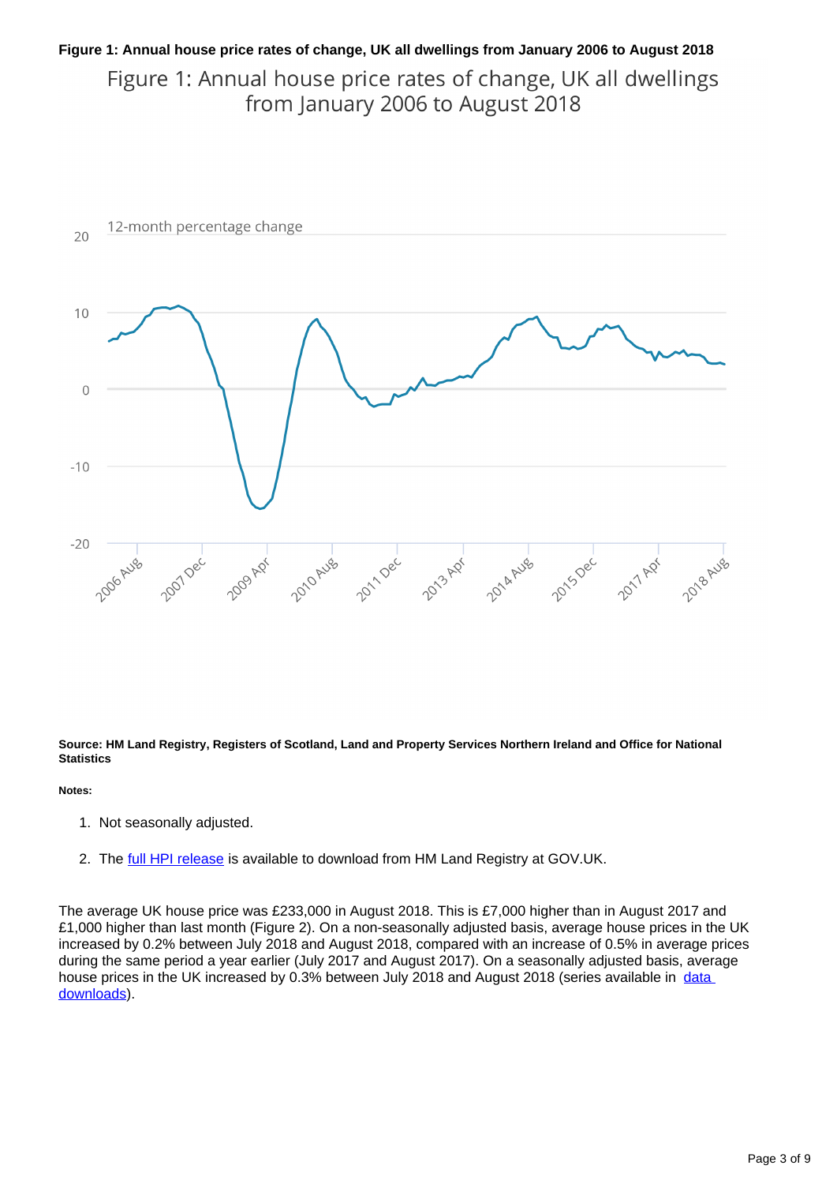**Figure 1: Annual house price rates of change, UK all dwellings from January 2006 to August 2018**

Figure 1: Annual house price rates of change, UK all dwellings from January 2006 to August 2018

12-month percentage change

20
10
0
-10
-20

2006 Aug
2007 Dec
2009 Apr
2010 Aug
2011 Dec
2013 Apr
2014 Aug
2015 Dec
2017 Apr
2018 Aug

**Source: HM Land Registry, Registers of Scotland, Land and Property Services Northern Ireland and Office for National Statistics**

**Notes:**

1. Not seasonally adjusted.
2. The full HPI release is available to download from HM Land Registry at GOV.UK.

The average UK house price was £233,000 in August 2018. This is £7,000 higher than in August 2017 and £1,000 higher than last month (Figure 2). On a non-seasonally adjusted basis, average house prices in the UK increased by 0.2% between July 2018 and August 2018, compared with an increase of 0.5% in average prices during the same period a year earlier (July 2017 and August 2017). On a seasonally adjusted basis, average house prices in the UK increased by 0.3% between July 2018 and August 2018 (series available in data downloads).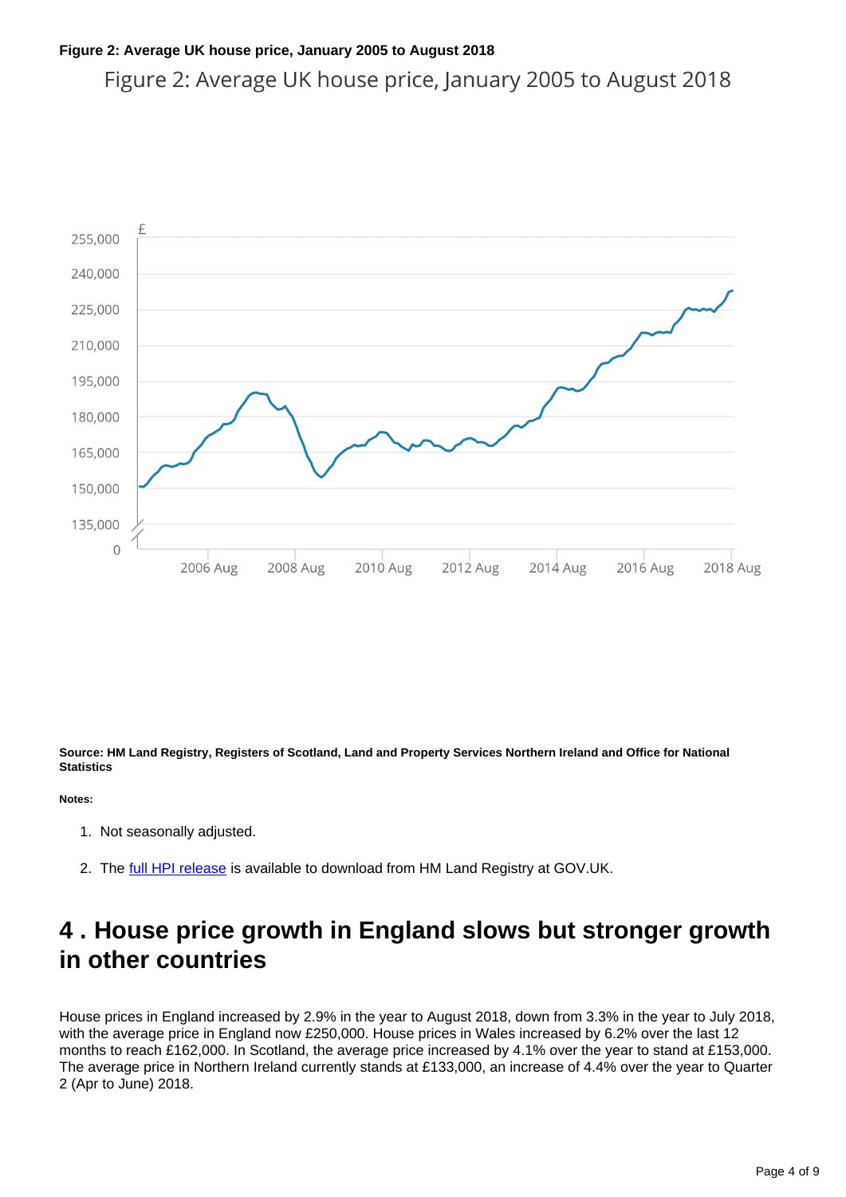**Figure 2: Average UK house price, January 2005 to August 2018**

Figure 2: Average UK house price, January 2005 to August 2018

£

255,000
240,000
225,000
210,000
195,000
180,000
165,000
150,000
135,000
0

2006 Aug
2008 Aug
2010 Aug
2012 Aug
2014 Aug
2016 Aug
2018 Aug

**Source: HM Land Registry, Registers of Scotland, Land and Property Services Northern Ireland and Office for National Statistics**

**Notes:**

1. Not seasonally adjusted.
2. The full HPI release is available to download from HM Land Registry at GOV.UK.

## 4 . House price growth in England slows but stronger growth in other countries

House prices in England increased by 2.9% in the year to August 2018, down from 3.3% in the year to July 2018, with the average price in England now £250,000. House prices in Wales increased by 6.2% over the last 12 months to reach £162,000. In Scotland, the average price increased by 4.1% over the year to stand at £153,000. The average price in Northern Ireland currently stands at £133,000, an increase of 4.4% over the year to Quarter 2 (Apr to June) 2018.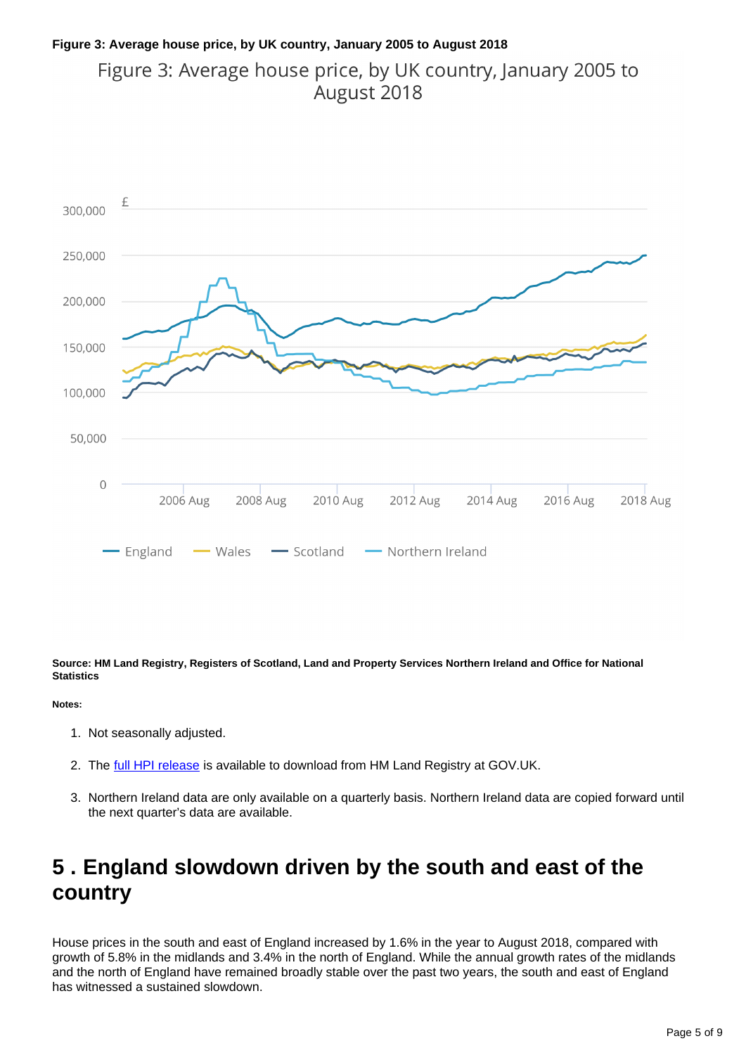**Figure 3: Average house price, by UK country, January 2005 to August 2018**

Figure 3: Average house price, by UK country, January 2005 to August 2018

£

300,000
250,000
200,000
150,000
100,000
50,000
0

2006 Aug
2008 Aug
2010 Aug
2012 Aug
2014 Aug
2016 Aug
2018 Aug

England
Wales
Scotland
Northern Ireland

**Source: HM Land Registry, Registers of Scotland, Land and Property Services Northern Ireland and Office for National Statistics**

**Notes:**

1. Not seasonally adjusted.
2. The full HPI release is available to download from HM Land Registry at GOV.UK.
3. Northern Ireland data are only available on a quarterly basis. Northern Ireland data are copied forward until the next quarter's data are available.

# 5 . England slowdown driven by the south and east of the country

House prices in the south and east of England increased by 1.6% in the year to August 2018, compared with growth of 5.8% in the midlands and 3.4% in the north of England. While the annual growth rates of the midlands and the north of England have remained broadly stable over the past two years, the south and east of England has witnessed a sustained slowdown.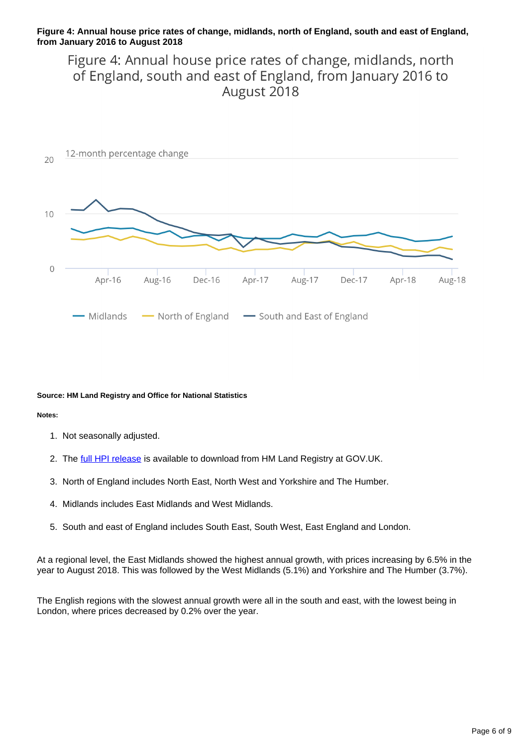**Figure 4: Annual house price rates of change, midlands, north of England, south and east of England, from January 2016 to August 2018**

Figure 4: Annual house price rates of change, midlands, north of England, south and east of England, from January 2016 to August 2018

12-month percentage change

20

10

0

Apr-16 Aug-16 Dec-16 Apr-17 Aug-17 Dec-17 Apr-18 Aug-18

Midlands North of England South and East of England

**Source: HM Land Registry and Office for National Statistics**

**Notes:**

1. Not seasonally adjusted.
2. The full HPI release is available to download from HM Land Registry at GOV.UK.
3. North of England includes North East, North West and Yorkshire and The Humber.
4. Midlands includes East Midlands and West Midlands.
5. South and east of England includes South East, South West, East England and London.

At a regional level, the East Midlands showed the highest annual growth, with prices increasing by 6.5% in the year to August 2018. This was followed by the West Midlands (5.1%) and Yorkshire and The Humber (3.7%).

The English regions with the slowest annual growth were all in the south and east, with the lowest being in London, where prices decreased by 0.2% over the year.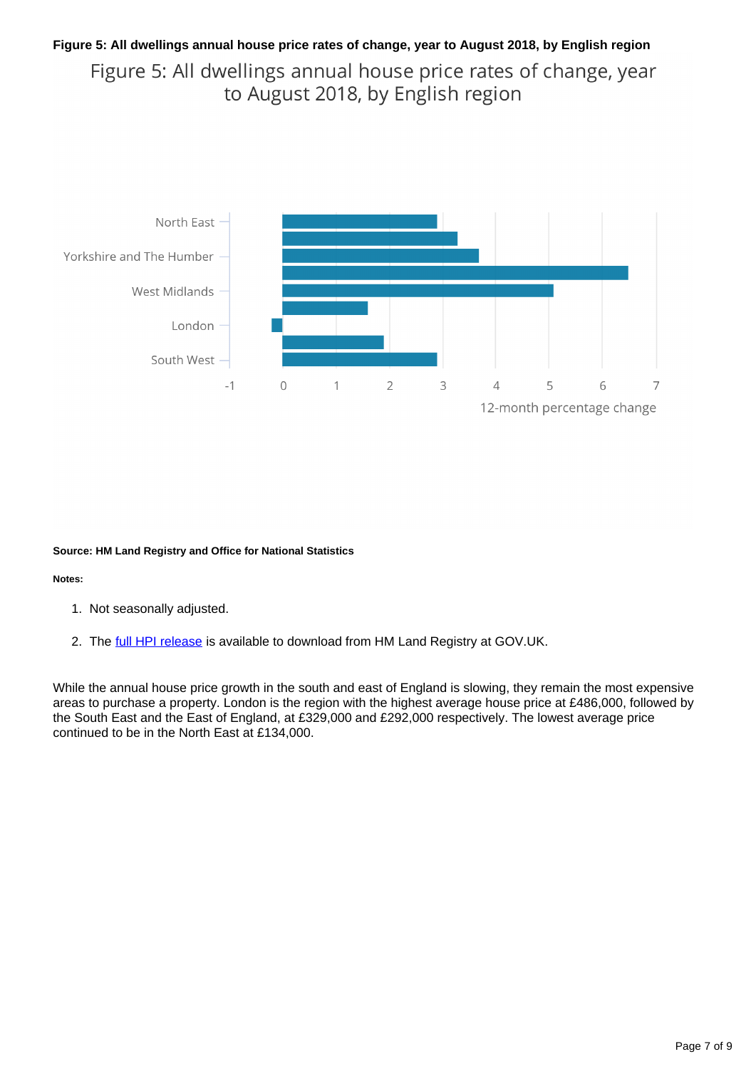**Figure 5: All dwellings annual house price rates of change, year to August 2018, by English region**

Figure 5: All dwellings annual house price rates of change, year to August 2018, by English region

North East
Yorkshire and The Humber
West Midlands
London
South West

-1 0 1 2 3 4 5 6 7

12-month percentage change

**Source: HM Land Registry and Office for National Statistics**

**Notes:**

1. Not seasonally adjusted.

2. The full HPI release is available to download from HM Land Registry at GOV.UK.

While the annual house price growth in the south and east of England is slowing, they remain the most expensive areas to purchase a property. London is the region with the highest average house price at £486,000, followed by the South East and the East of England, at £329,000 and £292,000 respectively. The lowest average price continued to be in the North East at £134,000.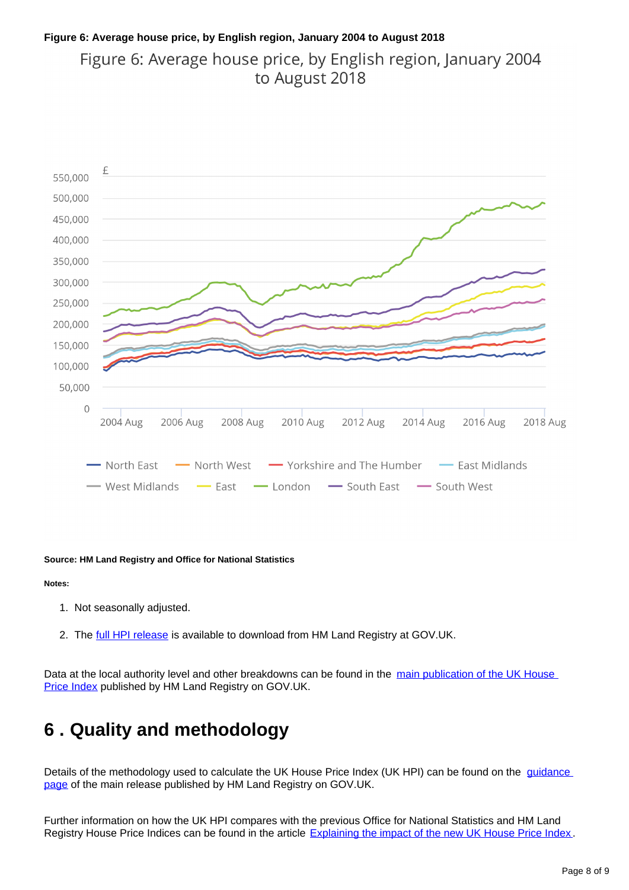**Figure 6: Average house price, by English region, January 2004 to August 2018**

Figure 6: Average house price, by English region, January 2004 to August 2018

£

550,000
500,000
450,000
400,000
350,000
300,000
250,000
200,000
150,000
100,000
50,000
0

2004 Aug
2006 Aug
2008 Aug
2010 Aug
2012 Aug
2014 Aug
2016 Aug
2018 Aug

North East
North West
Yorkshire and The Humber
East Midlands
West Midlands
East
London
South East
South West

**Source: HM Land Registry and Office for National Statistics**

**Notes:**

1. Not seasonally adjusted.

2. The full HPI release is available to download from HM Land Registry at GOV.UK.

Data at the local authority level and other breakdowns can be found in the main publication of the UK House Price Index published by HM Land Registry on GOV.UK.

# 6 . Quality and methodology

Details of the methodology used to calculate the UK House Price Index (UK HPI) can be found on the guidance page of the main release published by HM Land Registry on GOV.UK.

Further information on how the UK HPI compares with the previous Office for National Statistics and HM Land Registry House Price Indices can be found in the article Explaining the impact of the new UK House Price Index.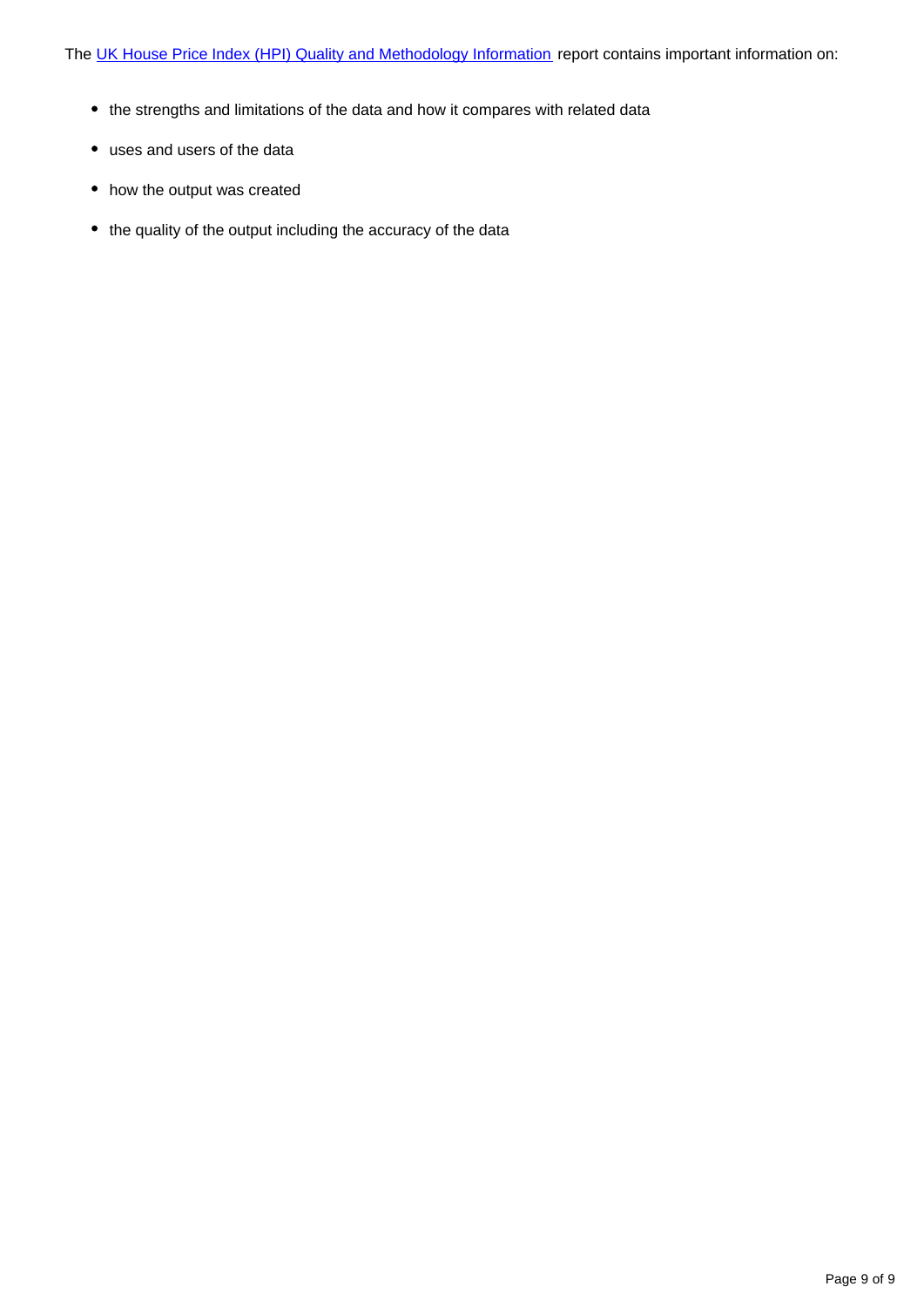The [UK House Price Index (HPI) Quality and Methodology Information](#) report contains important information on:

- the strengths and limitations of the data and how it compares with related data
- uses and users of the data
- how the output was created
- the quality of the output including the accuracy of the data